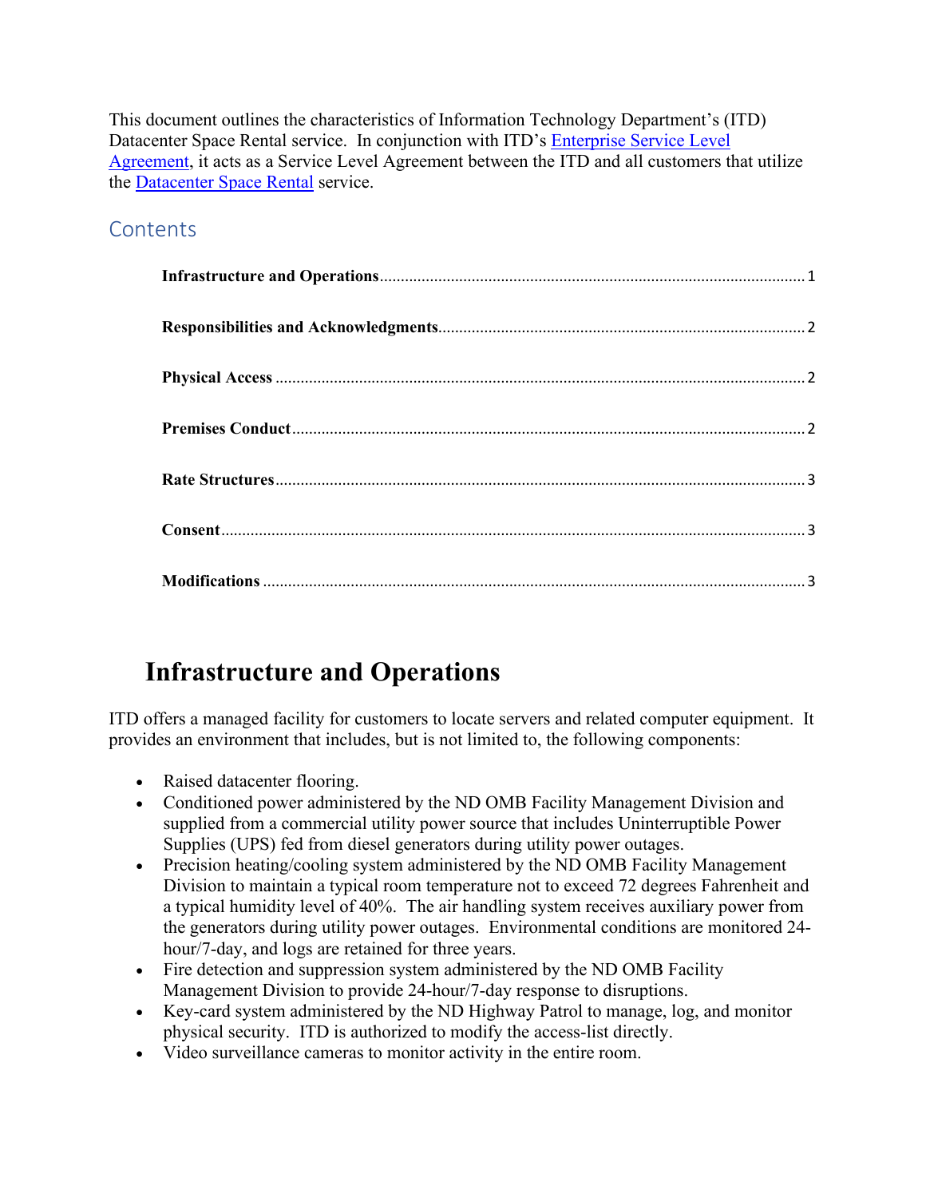This document outlines the characteristics of Information Technology Department's (ITD) Datacenter Space Rental service. In conjunction with ITD's [Enterprise Service Level Agreement](), it acts as a Service Level Agreement between the ITD and all customers that utilize the [Datacenter Space Rental]() service.

## Contents

**Infrastructure and Operations**........................................................................................... 1

**Responsibilities and Acknowledgments**............................................................................. 2

**Physical Access** ................................................................................................................... 2

**Premises Conduct**................................................................................................................ 2

**Rate Structures**.................................................................................................................... 3

**Consent**................................................................................................................................ 3

**Modifications** ...................................................................................................................... 3

# Infrastructure and Operations

ITD offers a managed facility for customers to locate servers and related computer equipment. It provides an environment that includes, but is not limited to, the following components:

- Raised datacenter flooring.
- Conditioned power administered by the ND OMB Facility Management Division and supplied from a commercial utility power source that includes Uninterruptible Power Supplies (UPS) fed from diesel generators during utility power outages.
- Precision heating/cooling system administered by the ND OMB Facility Management Division to maintain a typical room temperature not to exceed 72 degrees Fahrenheit and a typical humidity level of 40%. The air handling system receives auxiliary power from the generators during utility power outages. Environmental conditions are monitored 24-hour/7-day, and logs are retained for three years.
- Fire detection and suppression system administered by the ND OMB Facility Management Division to provide 24-hour/7-day response to disruptions.
- Key-card system administered by the ND Highway Patrol to manage, log, and monitor physical security. ITD is authorized to modify the access-list directly.
- Video surveillance cameras to monitor activity in the entire room.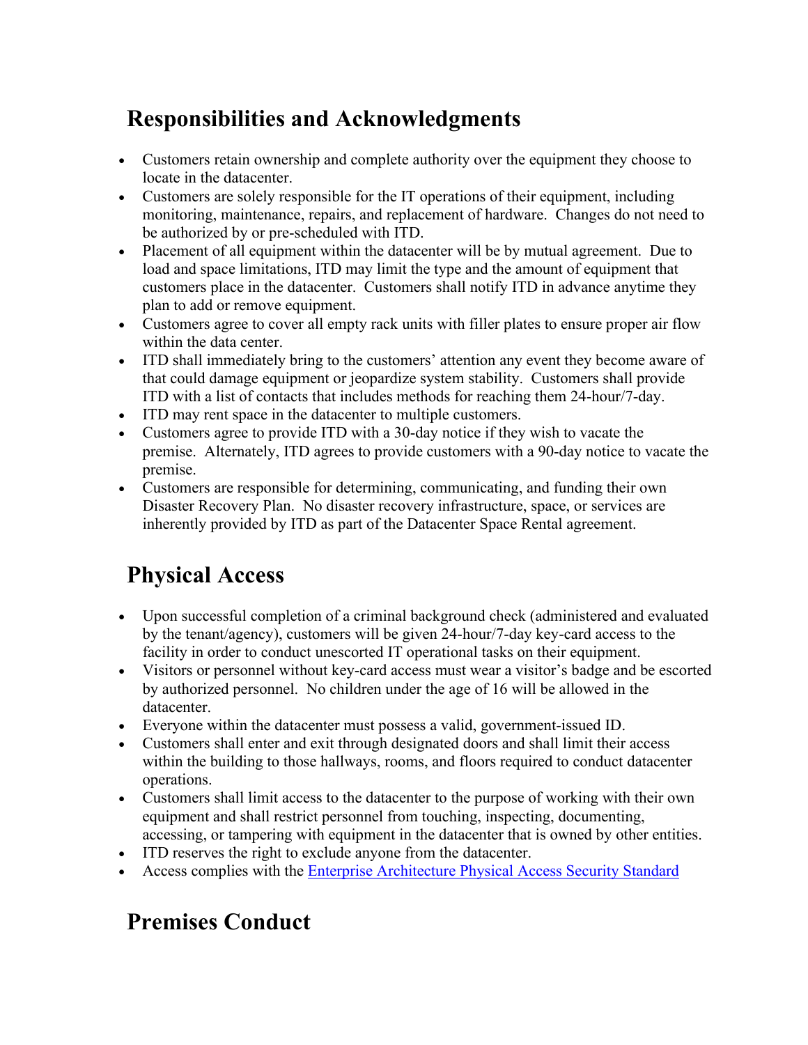## Responsibilities and Acknowledgments

- Customers retain ownership and complete authority over the equipment they choose to locate in the datacenter.
- Customers are solely responsible for the IT operations of their equipment, including monitoring, maintenance, repairs, and replacement of hardware. Changes do not need to be authorized by or pre-scheduled with ITD.
- Placement of all equipment within the datacenter will be by mutual agreement. Due to load and space limitations, ITD may limit the type and the amount of equipment that customers place in the datacenter. Customers shall notify ITD in advance anytime they plan to add or remove equipment.
- Customers agree to cover all empty rack units with filler plates to ensure proper air flow within the data center.
- ITD shall immediately bring to the customers' attention any event they become aware of that could damage equipment or jeopardize system stability. Customers shall provide ITD with a list of contacts that includes methods for reaching them 24-hour/7-day.
- ITD may rent space in the datacenter to multiple customers.
- Customers agree to provide ITD with a 30-day notice if they wish to vacate the premise. Alternately, ITD agrees to provide customers with a 90-day notice to vacate the premise.
- Customers are responsible for determining, communicating, and funding their own Disaster Recovery Plan. No disaster recovery infrastructure, space, or services are inherently provided by ITD as part of the Datacenter Space Rental agreement.

## Physical Access

- Upon successful completion of a criminal background check (administered and evaluated by the tenant/agency), customers will be given 24-hour/7-day key-card access to the facility in order to conduct unescorted IT operational tasks on their equipment.
- Visitors or personnel without key-card access must wear a visitor's badge and be escorted by authorized personnel. No children under the age of 16 will be allowed in the datacenter.
- Everyone within the datacenter must possess a valid, government-issued ID.
- Customers shall enter and exit through designated doors and shall limit their access within the building to those hallways, rooms, and floors required to conduct datacenter operations.
- Customers shall limit access to the datacenter to the purpose of working with their own equipment and shall restrict personnel from touching, inspecting, documenting, accessing, or tampering with equipment in the datacenter that is owned by other entities.
- ITD reserves the right to exclude anyone from the datacenter.
- Access complies with the Enterprise Architecture Physical Access Security Standard

## Premises Conduct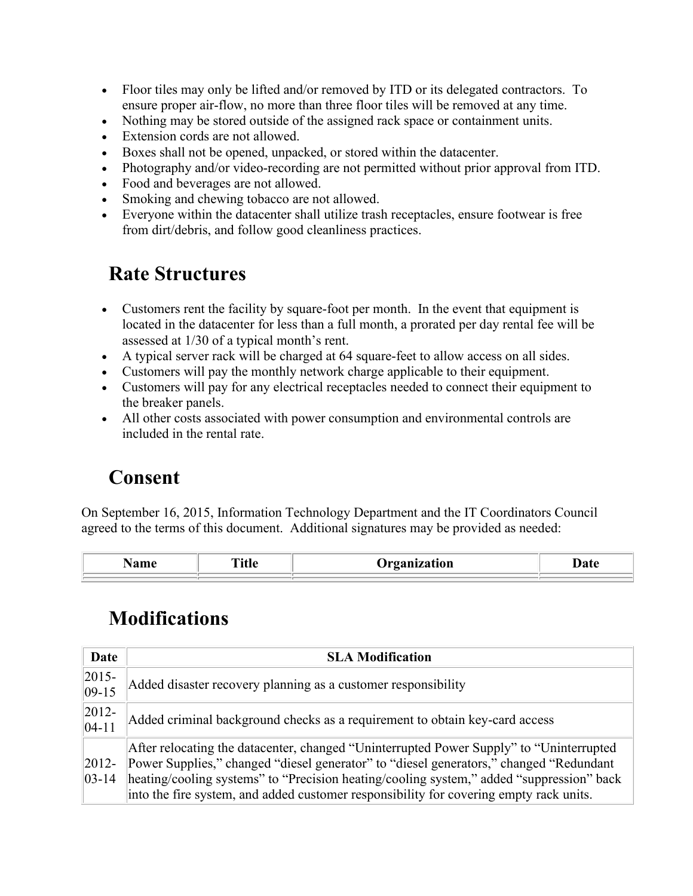- Floor tiles may only be lifted and/or removed by ITD or its delegated contractors. To ensure proper air-flow, no more than three floor tiles will be removed at any time.
- Nothing may be stored outside of the assigned rack space or containment units.
- Extension cords are not allowed.
- Boxes shall not be opened, unpacked, or stored within the datacenter.
- Photography and/or video-recording are not permitted without prior approval from ITD.
- Food and beverages are not allowed.
- Smoking and chewing tobacco are not allowed.
- Everyone within the datacenter shall utilize trash receptacles, ensure footwear is free from dirt/debris, and follow good cleanliness practices.

## Rate Structures

- Customers rent the facility by square-foot per month. In the event that equipment is located in the datacenter for less than a full month, a prorated per day rental fee will be assessed at 1/30 of a typical month's rent.
- A typical server rack will be charged at 64 square-feet to allow access on all sides.
- Customers will pay the monthly network charge applicable to their equipment.
- Customers will pay for any electrical receptacles needed to connect their equipment to the breaker panels.
- All other costs associated with power consumption and environmental controls are included in the rental rate.

## Consent

On September 16, 2015, Information Technology Department and the IT Coordinators Council agreed to the terms of this document. Additional signatures may be provided as needed:

| Name | Title | Organization | Date |
|---|---|---|---|
| | | | |

## Modifications

| Date | SLA Modification |
|---|---|
| 2015-09-15 | Added disaster recovery planning as a customer responsibility |
| 2012-04-11 | Added criminal background checks as a requirement to obtain key-card access |
| 2012-03-14 | After relocating the datacenter, changed "Uninterrupted Power Supply" to "Uninterrupted Power Supplies," changed "diesel generator" to "diesel generators," changed "Redundant heating/cooling systems" to "Precision heating/cooling system," added "suppression" back into the fire system, and added customer responsibility for covering empty rack units. |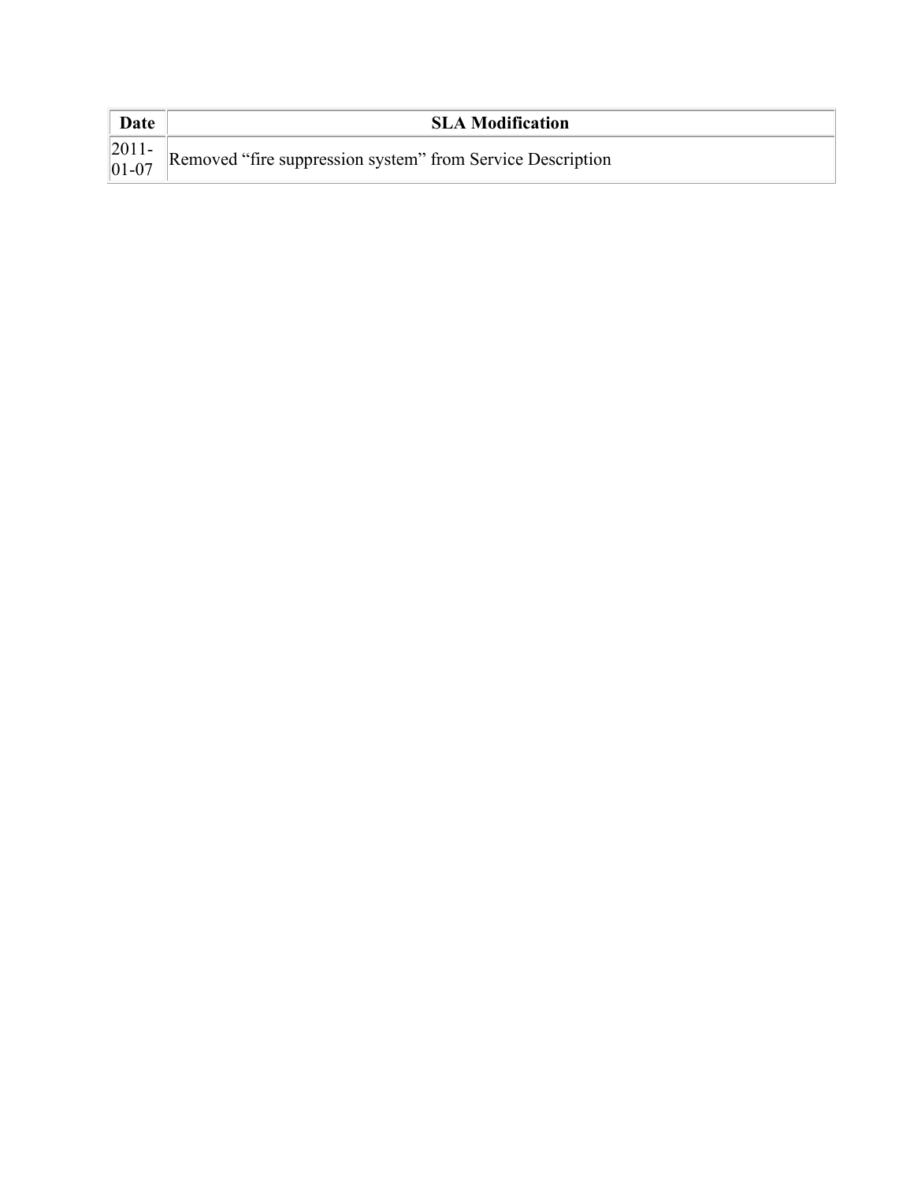| Date | SLA Modification |
| --- | --- |
| 2011-01-07 | Removed “fire suppression system” from Service Description |